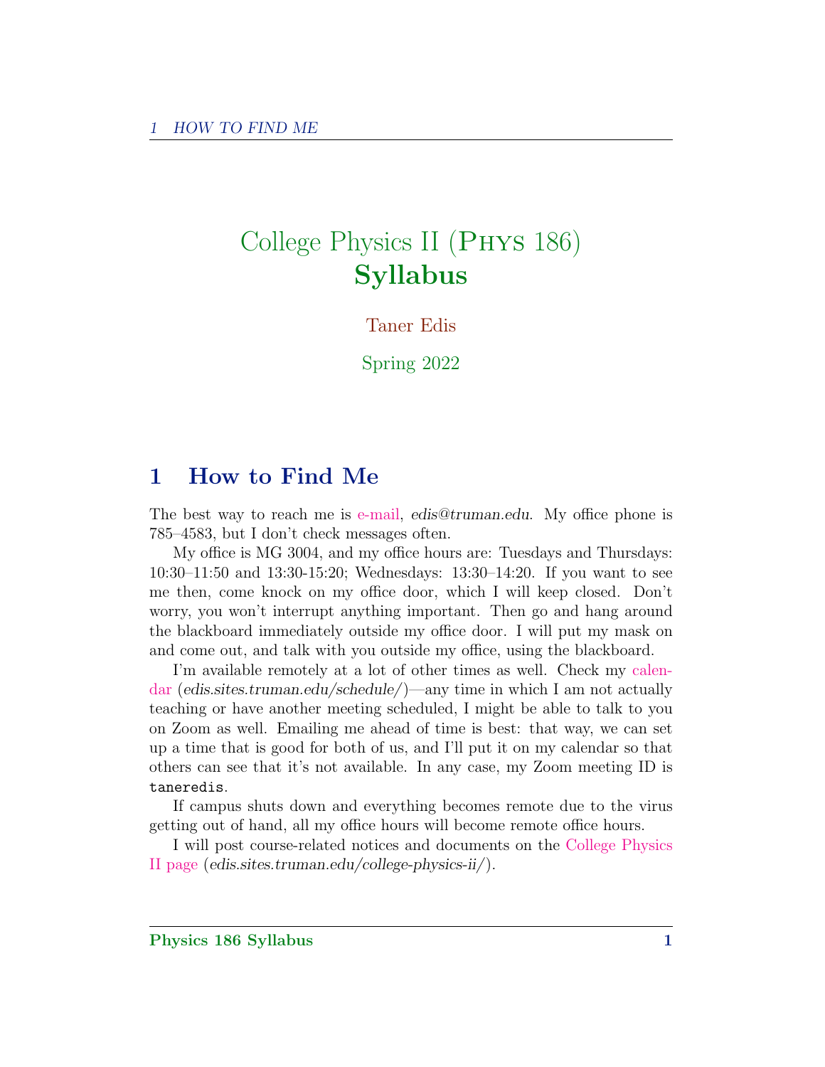# College Physics II (Phys 186)
# **Syllabus**

Taner Edis

Spring 2022

## 1 How to Find Me

The best way to reach me is e-mail, *edis@truman.edu*. My office phone is 785–4583, but I don't check messages often.

My office is MG 3004, and my office hours are: Tuesdays and Thursdays: 10:30–11:50 and 13:30-15:20; Wednesdays: 13:30–14:20. If you want to see me then, come knock on my office door, which I will keep closed. Don't worry, you won't interrupt anything important. Then go and hang around the blackboard immediately outside my office door. I will put my mask on and come out, and talk with you outside my office, using the blackboard.

I'm available remotely at a lot of other times as well. Check my calendar (*edis.sites.truman.edu/schedule/*)—any time in which I am not actually teaching or have another meeting scheduled, I might be able to talk to you on Zoom as well. Emailing me ahead of time is best: that way, we can set up a time that is good for both of us, and I'll put it on my calendar so that others can see that it's not available. In any case, my Zoom meeting ID is `taneredis`.

If campus shuts down and everything becomes remote due to the virus getting out of hand, all my office hours will become remote office hours.

I will post course-related notices and documents on the College Physics II page (*edis.sites.truman.edu/college-physics-ii/*).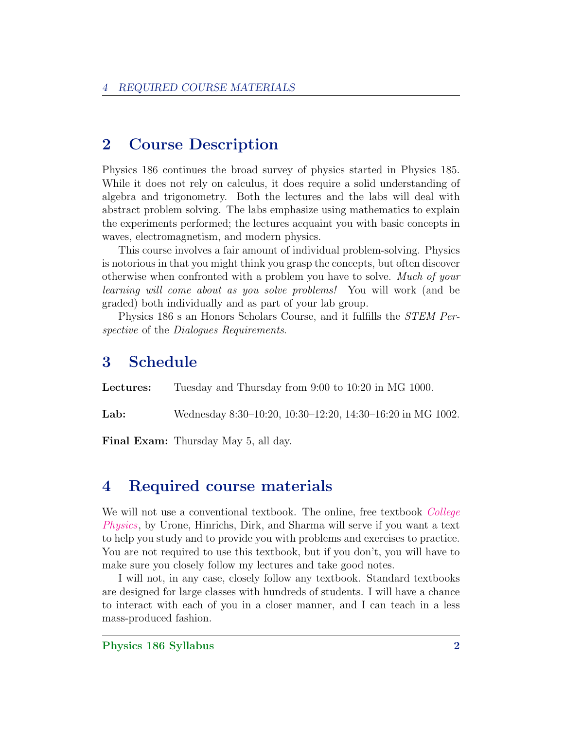## 2 Course Description

Physics 186 continues the broad survey of physics started in Physics 185. While it does not rely on calculus, it does require a solid understanding of algebra and trigonometry. Both the lectures and the labs will deal with abstract problem solving. The labs emphasize using mathematics to explain the experiments performed; the lectures acquaint you with basic concepts in waves, electromagnetism, and modern physics.

This course involves a fair amount of individual problem-solving. Physics is notorious in that you might think you grasp the concepts, but often discover otherwise when confronted with a problem you have to solve. *Much of your learning will come about as you solve problems!* You will work (and be graded) both individually and as part of your lab group.

Physics 186 s an Honors Scholars Course, and it fulfills the *STEM Perspective* of the *Dialogues Requirements*.

## 3 Schedule

**Lectures:** Tuesday and Thursday from 9:00 to 10:20 in MG 1000.

**Lab:** Wednesday 8:30–10:20, 10:30–12:20, 14:30–16:20 in MG 1002.

**Final Exam:** Thursday May 5, all day.

## 4 Required course materials

We will not use a conventional textbook. The online, free textbook *College Physics*, by Urone, Hinrichs, Dirk, and Sharma will serve if you want a text to help you study and to provide you with problems and exercises to practice. You are not required to use this textbook, but if you don't, you will have to make sure you closely follow my lectures and take good notes.

I will not, in any case, closely follow any textbook. Standard textbooks are designed for large classes with hundreds of students. I will have a chance to interact with each of you in a closer manner, and I can teach in a less mass-produced fashion.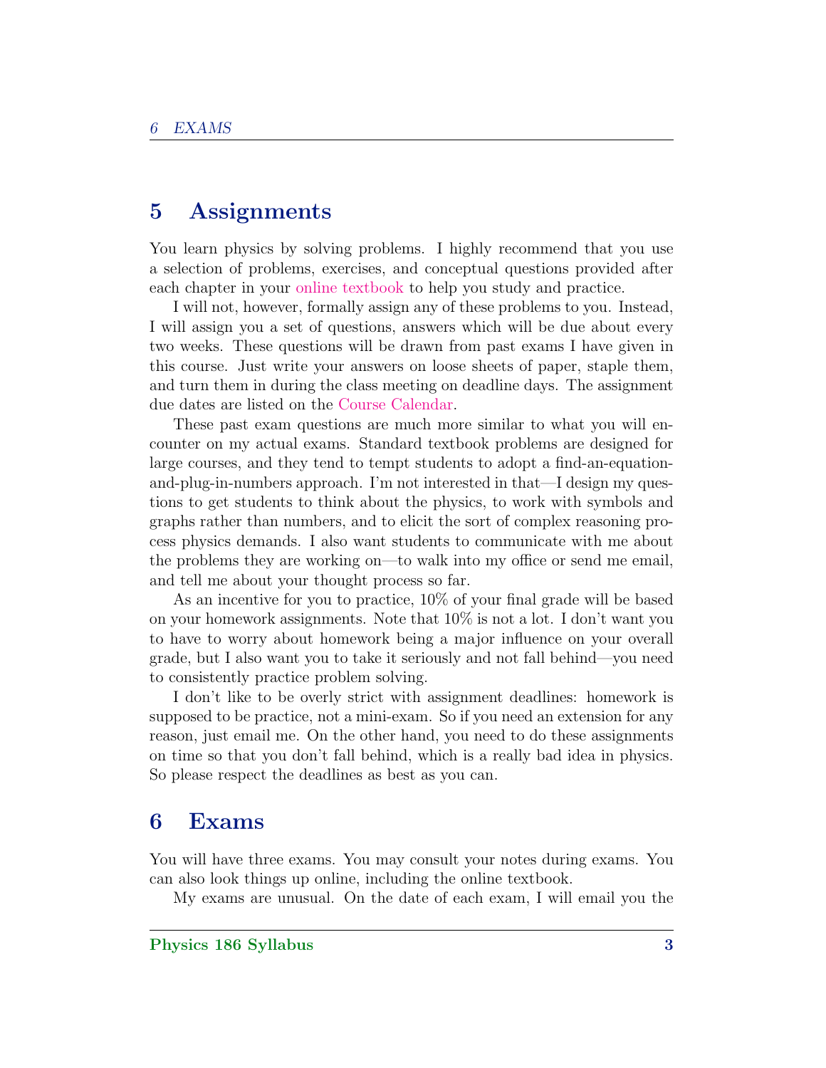## 5 Assignments

You learn physics by solving problems. I highly recommend that you use a selection of problems, exercises, and conceptual questions provided after each chapter in your online textbook to help you study and practice.

I will not, however, formally assign any of these problems to you. Instead, I will assign you a set of questions, answers which will be due about every two weeks. These questions will be drawn from past exams I have given in this course. Just write your answers on loose sheets of paper, staple them, and turn them in during the class meeting on deadline days. The assignment due dates are listed on the Course Calendar.

These past exam questions are much more similar to what you will encounter on my actual exams. Standard textbook problems are designed for large courses, and they tend to tempt students to adopt a find-an-equation-and-plug-in-numbers approach. I'm not interested in that—I design my questions to get students to think about the physics, to work with symbols and graphs rather than numbers, and to elicit the sort of complex reasoning process physics demands. I also want students to communicate with me about the problems they are working on—to walk into my office or send me email, and tell me about your thought process so far.

As an incentive for you to practice, 10% of your final grade will be based on your homework assignments. Note that 10% is not a lot. I don't want you to have to worry about homework being a major influence on your overall grade, but I also want you to take it seriously and not fall behind—you need to consistently practice problem solving.

I don't like to be overly strict with assignment deadlines: homework is supposed to be practice, not a mini-exam. So if you need an extension for any reason, just email me. On the other hand, you need to do these assignments on time so that you don't fall behind, which is a really bad idea in physics. So please respect the deadlines as best as you can.

## 6 Exams

You will have three exams. You may consult your notes during exams. You can also look things up online, including the online textbook.

My exams are unusual. On the date of each exam, I will email you the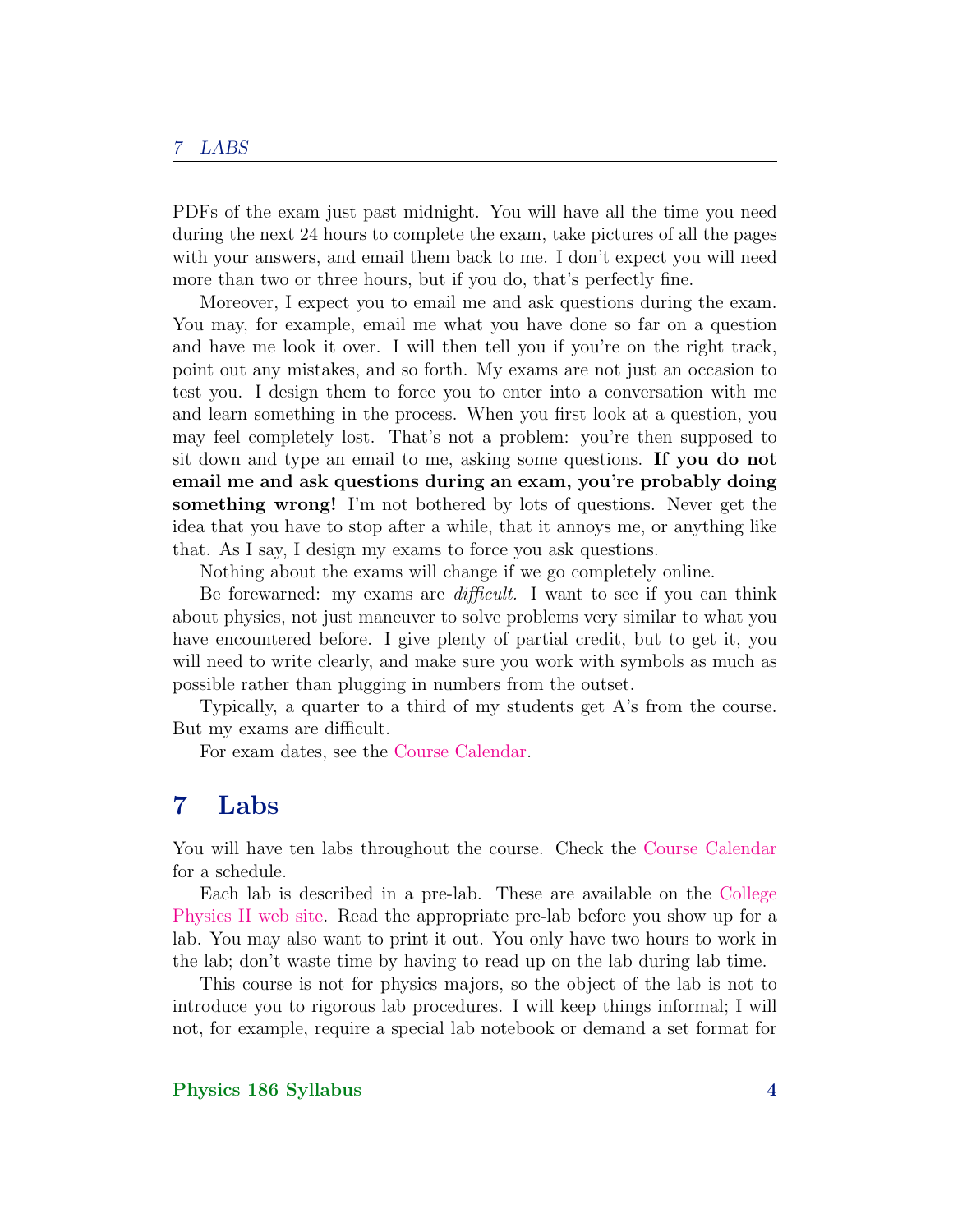PDFs of the exam just past midnight. You will have all the time you need during the next 24 hours to complete the exam, take pictures of all the pages with your answers, and email them back to me. I don't expect you will need more than two or three hours, but if you do, that's perfectly fine.

Moreover, I expect you to email me and ask questions during the exam. You may, for example, email me what you have done so far on a question and have me look it over. I will then tell you if you're on the right track, point out any mistakes, and so forth. My exams are not just an occasion to test you. I design them to force you to enter into a conversation with me and learn something in the process. When you first look at a question, you may feel completely lost. That's not a problem: you're then supposed to sit down and type an email to me, asking some questions. **If you do not email me and ask questions during an exam, you're probably doing something wrong!** I'm not bothered by lots of questions. Never get the idea that you have to stop after a while, that it annoys me, or anything like that. As I say, I design my exams to force you ask questions.

Nothing about the exams will change if we go completely online.

Be forewarned: my exams are *difficult.* I want to see if you can think about physics, not just maneuver to solve problems very similar to what you have encountered before. I give plenty of partial credit, but to get it, you will need to write clearly, and make sure you work with symbols as much as possible rather than plugging in numbers from the outset.

Typically, a quarter to a third of my students get A's from the course. But my exams are difficult.

For exam dates, see the Course Calendar.

## 7 Labs

You will have ten labs throughout the course. Check the Course Calendar for a schedule.

Each lab is described in a pre-lab. These are available on the College Physics II web site. Read the appropriate pre-lab before you show up for a lab. You may also want to print it out. You only have two hours to work in the lab; don't waste time by having to read up on the lab during lab time.

This course is not for physics majors, so the object of the lab is not to introduce you to rigorous lab procedures. I will keep things informal; I will not, for example, require a special lab notebook or demand a set format for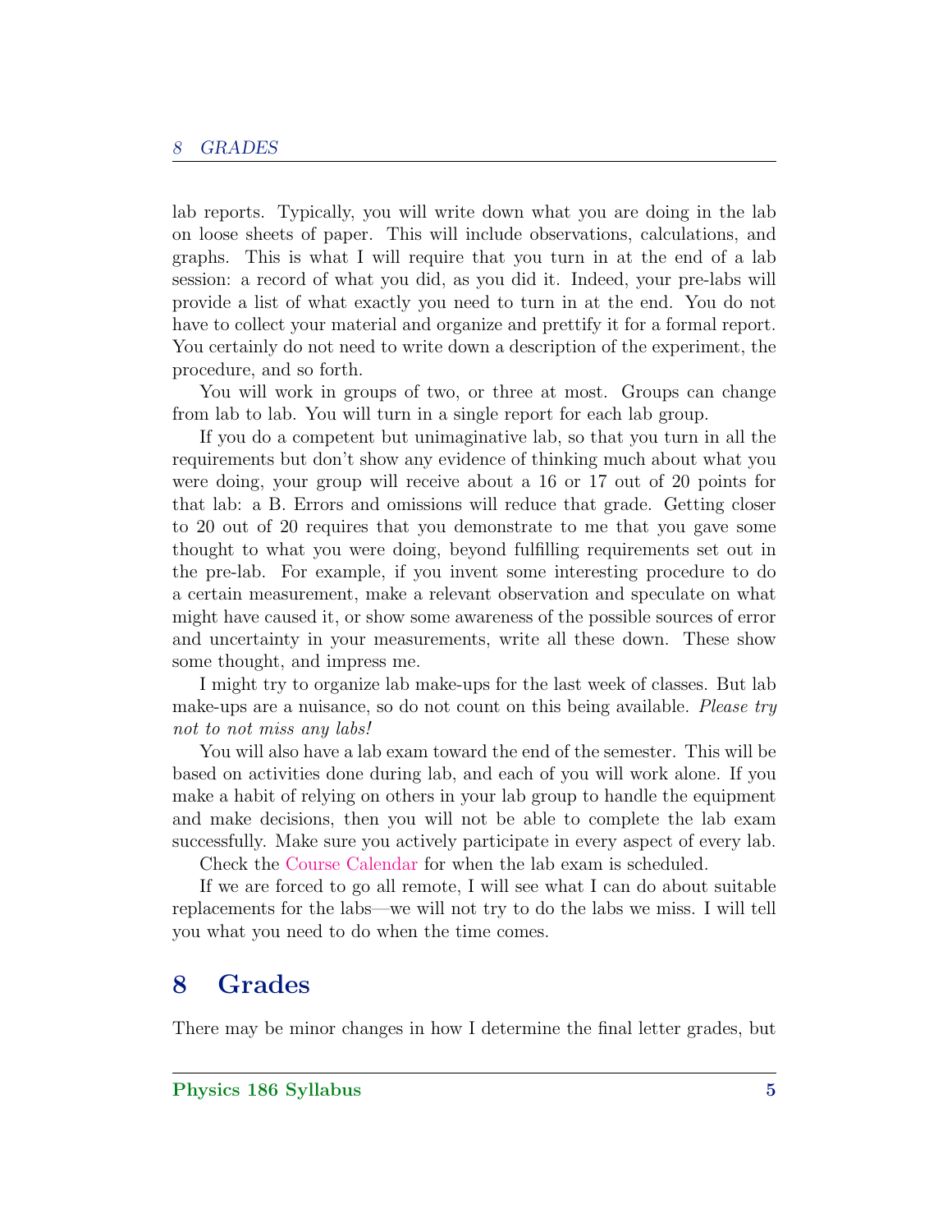lab reports. Typically, you will write down what you are doing in the lab on loose sheets of paper. This will include observations, calculations, and graphs. This is what I will require that you turn in at the end of a lab session: a record of what you did, as you did it. Indeed, your pre-labs will provide a list of what exactly you need to turn in at the end. You do not have to collect your material and organize and prettify it for a formal report. You certainly do not need to write down a description of the experiment, the procedure, and so forth.

You will work in groups of two, or three at most. Groups can change from lab to lab. You will turn in a single report for each lab group.

If you do a competent but unimaginative lab, so that you turn in all the requirements but don't show any evidence of thinking much about what you were doing, your group will receive about a 16 or 17 out of 20 points for that lab: a B. Errors and omissions will reduce that grade. Getting closer to 20 out of 20 requires that you demonstrate to me that you gave some thought to what you were doing, beyond fulfilling requirements set out in the pre-lab. For example, if you invent some interesting procedure to do a certain measurement, make a relevant observation and speculate on what might have caused it, or show some awareness of the possible sources of error and uncertainty in your measurements, write all these down. These show some thought, and impress me.

I might try to organize lab make-ups for the last week of classes. But lab make-ups are a nuisance, so do not count on this being available. *Please try not to not miss any labs!*

You will also have a lab exam toward the end of the semester. This will be based on activities done during lab, and each of you will work alone. If you make a habit of relying on others in your lab group to handle the equipment and make decisions, then you will not be able to complete the lab exam successfully. Make sure you actively participate in every aspect of every lab.

Check the Course Calendar for when the lab exam is scheduled.

If we are forced to go all remote, I will see what I can do about suitable replacements for the labs—we will not try to do the labs we miss. I will tell you what you need to do when the time comes.

## 8 Grades

There may be minor changes in how I determine the final letter grades, but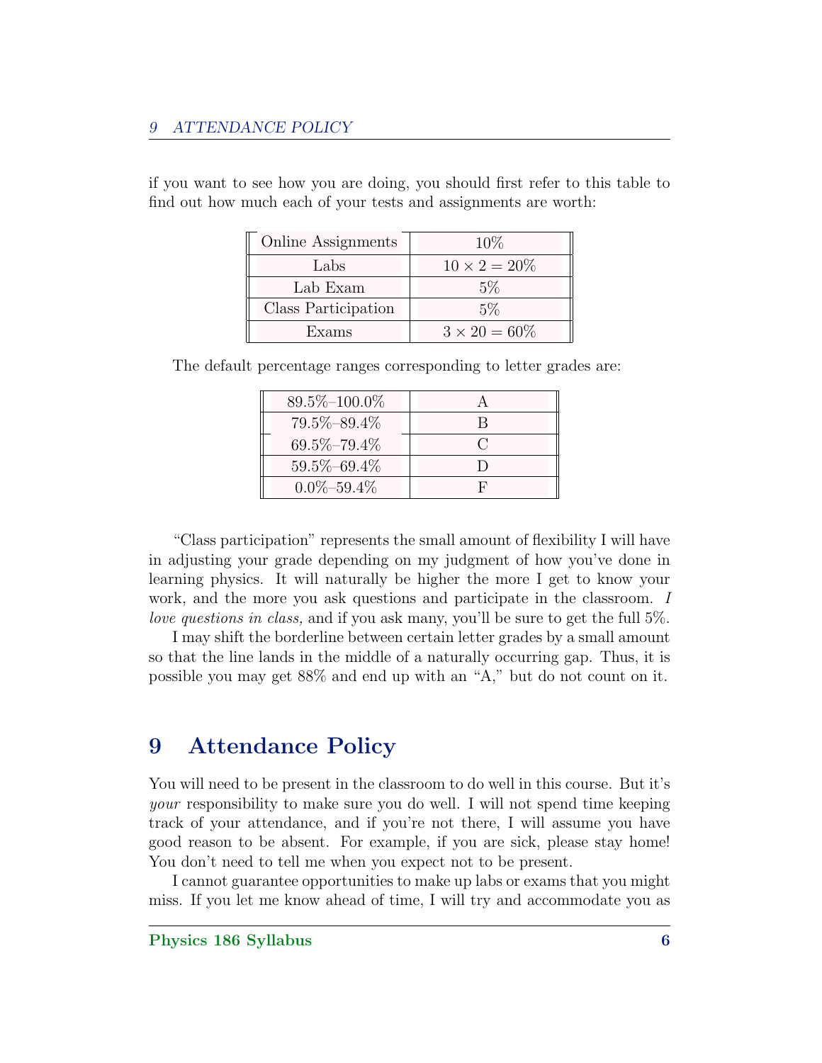if you want to see how you are doing, you should first refer to this table to find out how much each of your tests and assignments are worth:

| Online Assignments | 10% |
|---|---|
| Labs | $10 \times 2 = 20\%$ |
| Lab Exam | 5% |
| Class Participation | 5% |
| Exams | $3 \times 20 = 60\%$ |

The default percentage ranges corresponding to letter grades are:

| 89.5%–100.0% | A |
|---|---|
| 79.5%–89.4% | B |
| 69.5%–79.4% | C |
| 59.5%–69.4% | D |
| 0.0%–59.4% | F |

"Class participation" represents the small amount of flexibility I will have in adjusting your grade depending on my judgment of how you've done in learning physics. It will naturally be higher the more I get to know your work, and the more you ask questions and participate in the classroom. *I love questions in class,* and if you ask many, you'll be sure to get the full 5%.

I may shift the borderline between certain letter grades by a small amount so that the line lands in the middle of a naturally occurring gap. Thus, it is possible you may get 88% and end up with an "A," but do not count on it.

## 9 Attendance Policy

You will need to be present in the classroom to do well in this course. But it's *your* responsibility to make sure you do well. I will not spend time keeping track of your attendance, and if you're not there, I will assume you have good reason to be absent. For example, if you are sick, please stay home! You don't need to tell me when you expect not to be present.

I cannot guarantee opportunities to make up labs or exams that you might miss. If you let me know ahead of time, I will try and accommodate you as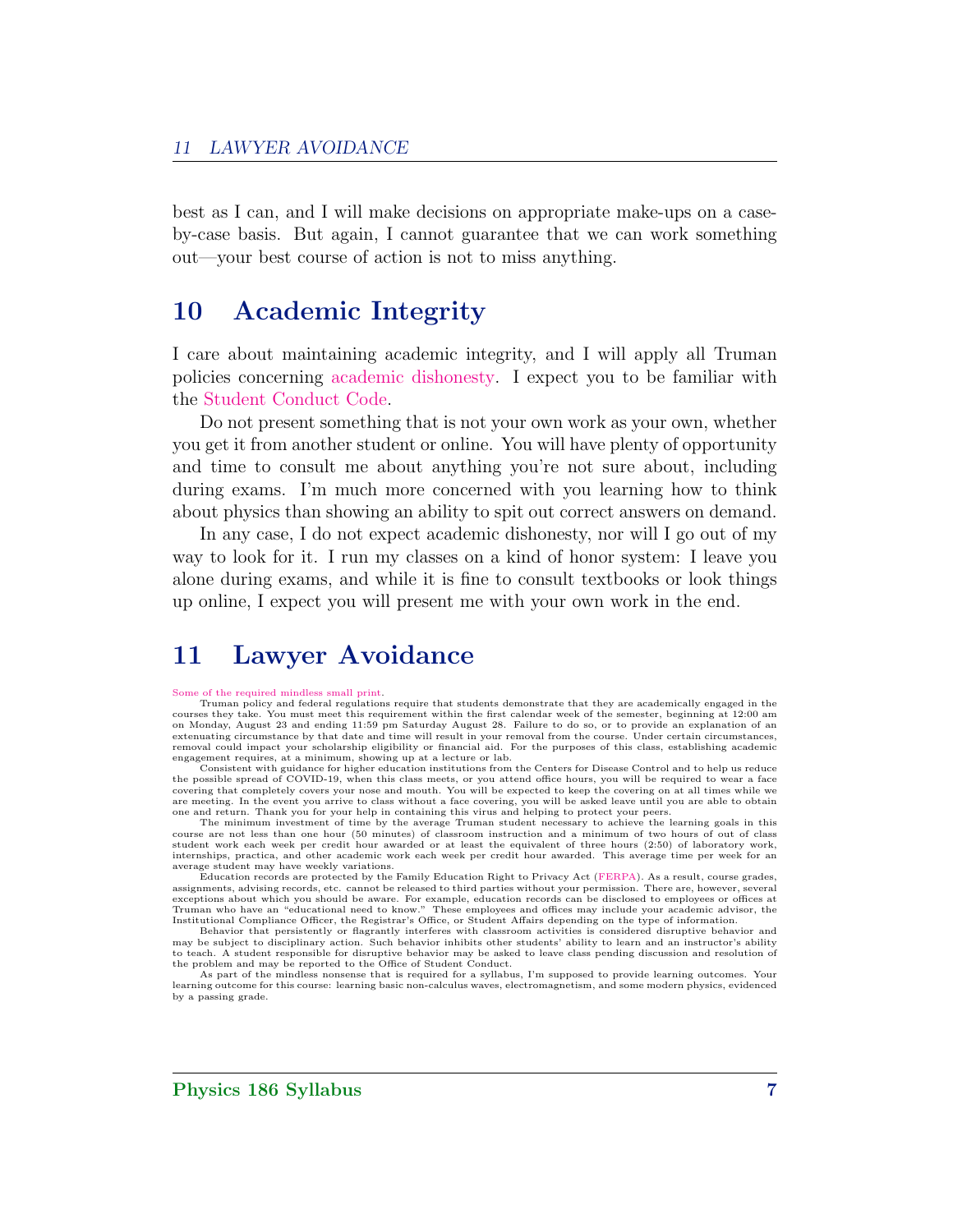best as I can, and I will make decisions on appropriate make-ups on a case-by-case basis. But again, I cannot guarantee that we can work something out—your best course of action is not to miss anything.

## 10 Academic Integrity

I care about maintaining academic integrity, and I will apply all Truman policies concerning academic dishonesty. I expect you to be familiar with the Student Conduct Code.

Do not present something that is not your own work as your own, whether you get it from another student or online. You will have plenty of opportunity and time to consult me about anything you're not sure about, including during exams. I'm much more concerned with you learning how to think about physics than showing an ability to spit out correct answers on demand.

In any case, I do not expect academic dishonesty, nor will I go out of my way to look for it. I run my classes on a kind of honor system: I leave you alone during exams, and while it is fine to consult textbooks or look things up online, I expect you will present me with your own work in the end.

## 11 Lawyer Avoidance

Some of the required mindless small print.

Truman policy and federal regulations require that students demonstrate that they are academically engaged in the courses they take. You must meet this requirement within the first calendar week of the semester, beginning at 12:00 am on Monday, August 23 and ending 11:59 pm Saturday August 28. Failure to do so, or to provide an explanation of an extenuating circumstance by that date and time will result in your removal from the course. Under certain circumstances, removal could impact your scholarship eligibility or financial aid. For the purposes of this class, establishing academic engagement requires, at a minimum, showing up at a lecture or lab.

Consistent with guidance for higher education institutions from the Centers for Disease Control and to help us reduce the possible spread of COVID-19, when this class meets, or you attend office hours, you will be required to wear a face covering that completely covers your nose and mouth. You will be expected to keep the covering on at all times while we are meeting. In the event you arrive to class without a face covering, you will be asked leave until you are able to obtain one and return. Thank you for your help in containing this virus and helping to protect your peers.

The minimum investment of time by the average Truman student necessary to achieve the learning goals in this course are not less than one hour (50 minutes) of classroom instruction and a minimum of two hours of out of class student work each week per credit hour awarded or at least the equivalent of three hours (2:50) of laboratory work, internships, practica, and other academic work each week per credit hour awarded. This average time per week for an average student may have weekly variations.

Education records are protected by the Family Education Right to Privacy Act (FERPA). As a result, course grades, assignments, advising records, etc. cannot be released to third parties without your permission. There are, however, several exceptions about which you should be aware. For example, education records can be disclosed to employees or offices at Truman who have an "educational need to know." These employees and offices may include your academic advisor, the Institutional Compliance Officer, the Registrar's Office, or Student Affairs depending on the type of information.

Behavior that persistently or flagrantly interferes with classroom activities is considered disruptive behavior and may be subject to disciplinary action. Such behavior inhibits other students' ability to learn and an instructor's ability to teach. A student responsible for disruptive behavior may be asked to leave class pending discussion and resolution of the problem and may be reported to the Office of Student Conduct.

As part of the mindless nonsense that is required for a syllabus, I'm supposed to provide learning outcomes. Your learning outcome for this course: learning basic non-calculus waves, electromagnetism, and some modern physics, evidenced by a passing grade.